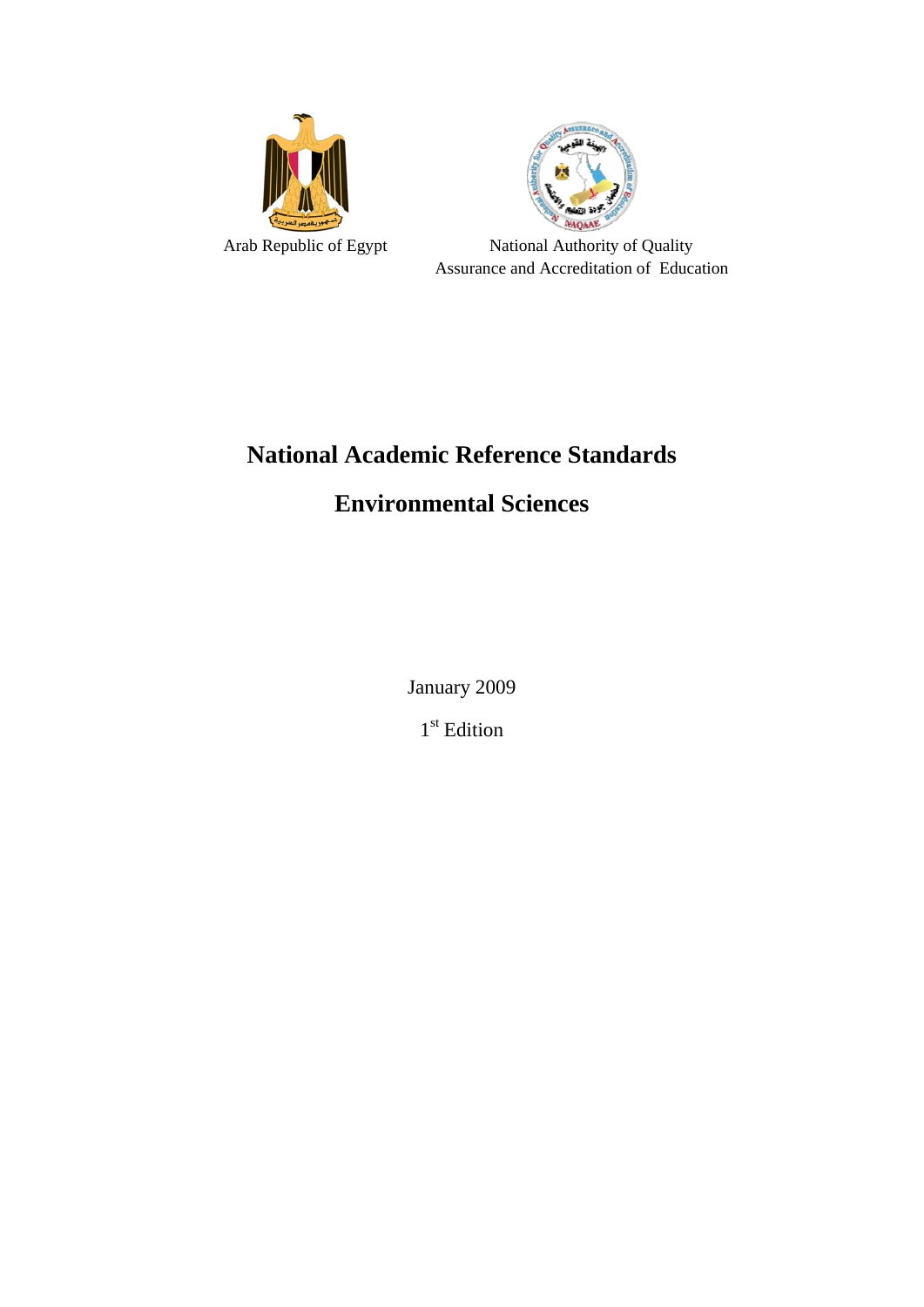Arab Republic of Egypt

National Authority of Quality Assurance and Accreditation of Education

# National Academic Reference Standards

# Environmental Sciences

January 2009

1st Edition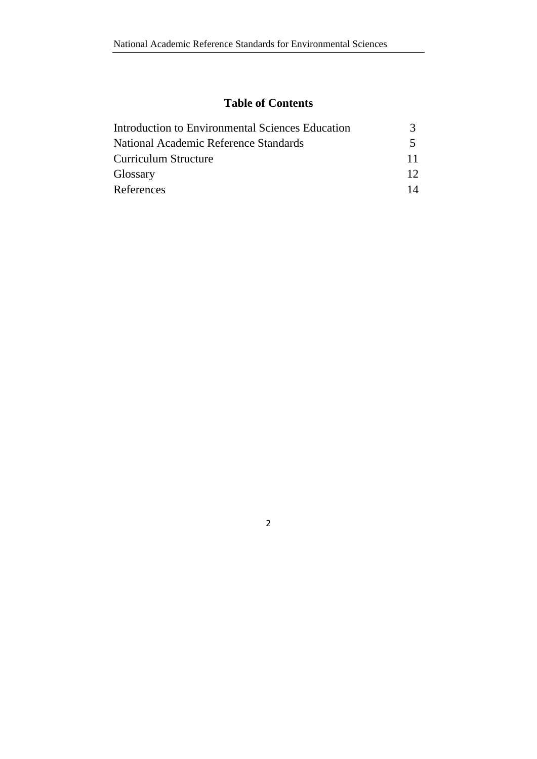# Table of Contents

| | |
|---|---|
| Introduction to Environmental Sciences Education | 3 |
| National Academic Reference Standards | 5 |
| Curriculum Structure | 11 |
| Glossary | 12 |
| References | 14 |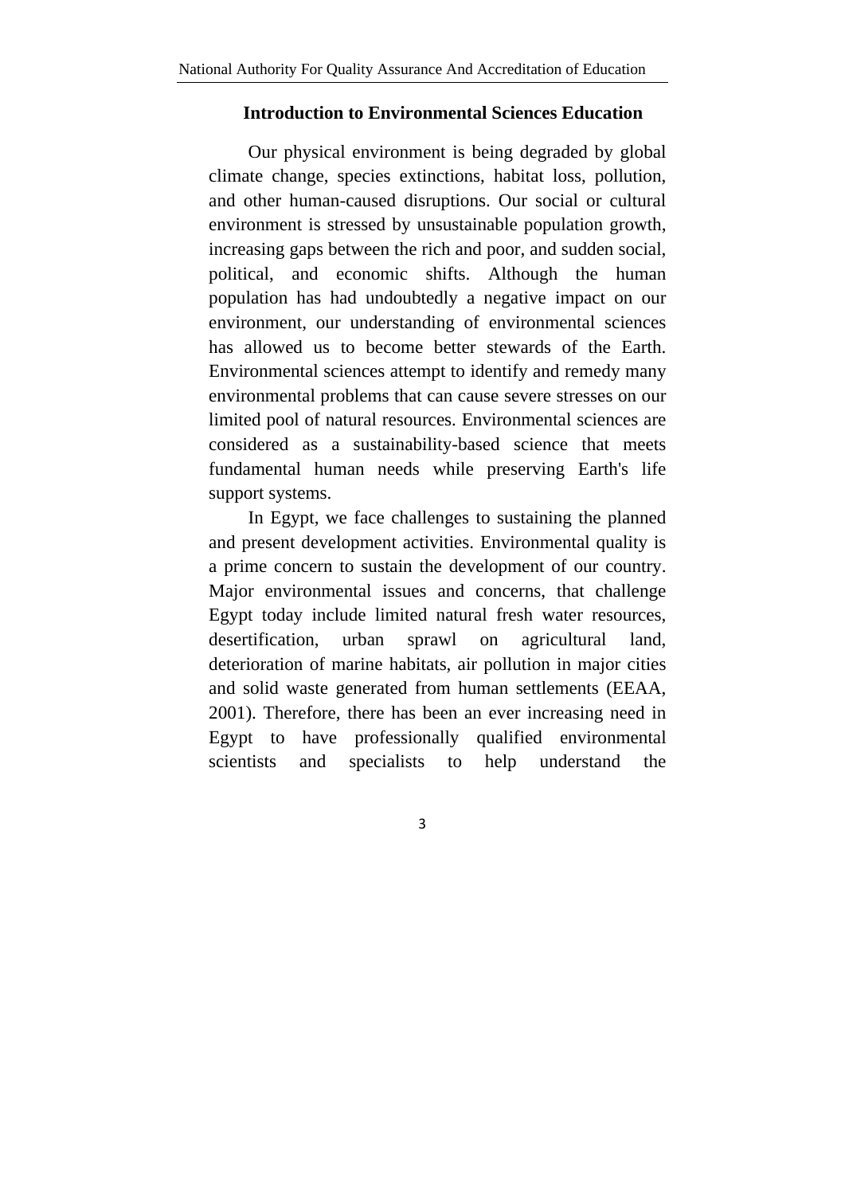## Introduction to Environmental Sciences Education

Our physical environment is being degraded by global climate change, species extinctions, habitat loss, pollution, and other human-caused disruptions. Our social or cultural environment is stressed by unsustainable population growth, increasing gaps between the rich and poor, and sudden social, political, and economic shifts. Although the human population has had undoubtedly a negative impact on our environment, our understanding of environmental sciences has allowed us to become better stewards of the Earth. Environmental sciences attempt to identify and remedy many environmental problems that can cause severe stresses on our limited pool of natural resources. Environmental sciences are considered as a sustainability-based science that meets fundamental human needs while preserving Earth's life support systems.

In Egypt, we face challenges to sustaining the planned and present development activities. Environmental quality is a prime concern to sustain the development of our country. Major environmental issues and concerns, that challenge Egypt today include limited natural fresh water resources, desertification, urban sprawl on agricultural land, deterioration of marine habitats, air pollution in major cities and solid waste generated from human settlements (EEAA, 2001). Therefore, there has been an ever increasing need in Egypt to have professionally qualified environmental scientists and specialists to help understand the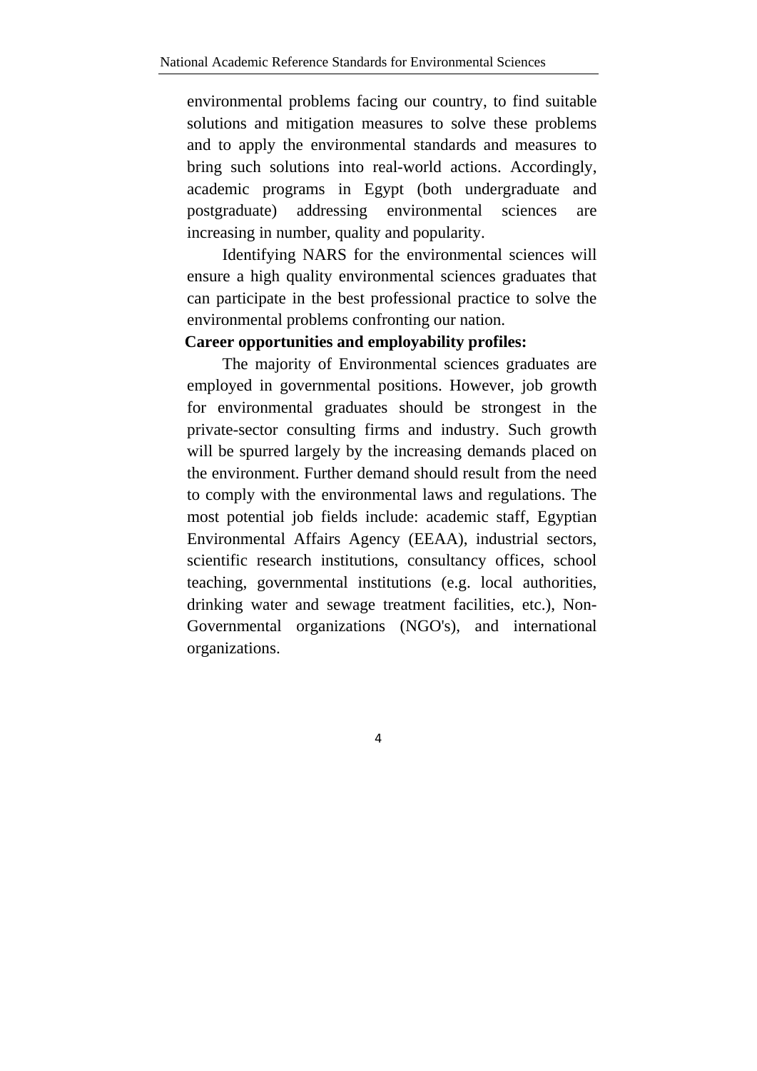environmental problems facing our country, to find suitable solutions and mitigation measures to solve these problems and to apply the environmental standards and measures to bring such solutions into real-world actions. Accordingly, academic programs in Egypt (both undergraduate and postgraduate) addressing environmental sciences are increasing in number, quality and popularity.

Identifying NARS for the environmental sciences will ensure a high quality environmental sciences graduates that can participate in the best professional practice to solve the environmental problems confronting our nation.

**Career opportunities and employability profiles:**

The majority of Environmental sciences graduates are employed in governmental positions. However, job growth for environmental graduates should be strongest in the private-sector consulting firms and industry. Such growth will be spurred largely by the increasing demands placed on the environment. Further demand should result from the need to comply with the environmental laws and regulations. The most potential job fields include: academic staff, Egyptian Environmental Affairs Agency (EEAA), industrial sectors, scientific research institutions, consultancy offices, school teaching, governmental institutions (e.g. local authorities, drinking water and sewage treatment facilities, etc.), Non-Governmental organizations (NGO's), and international organizations.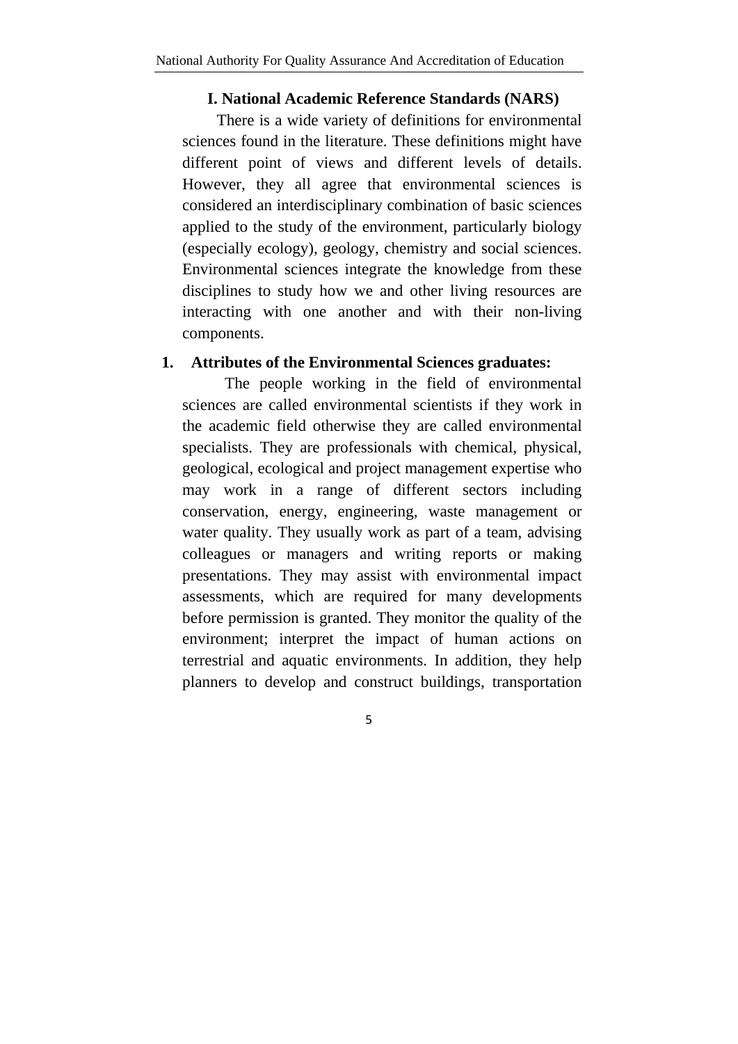## I. National Academic Reference Standards (NARS)

There is a wide variety of definitions for environmental sciences found in the literature. These definitions might have different point of views and different levels of details. However, they all agree that environmental sciences is considered an interdisciplinary combination of basic sciences applied to the study of the environment, particularly biology (especially ecology), geology, chemistry and social sciences. Environmental sciences integrate the knowledge from these disciplines to study how we and other living resources are interacting with one another and with their non-living components.

### 1. Attributes of the Environmental Sciences graduates:

The people working in the field of environmental sciences are called environmental scientists if they work in the academic field otherwise they are called environmental specialists. They are professionals with chemical, physical, geological, ecological and project management expertise who may work in a range of different sectors including conservation, energy, engineering, waste management or water quality. They usually work as part of a team, advising colleagues or managers and writing reports or making presentations. They may assist with environmental impact assessments, which are required for many developments before permission is granted. They monitor the quality of the environment; interpret the impact of human actions on terrestrial and aquatic environments. In addition, they help planners to develop and construct buildings, transportation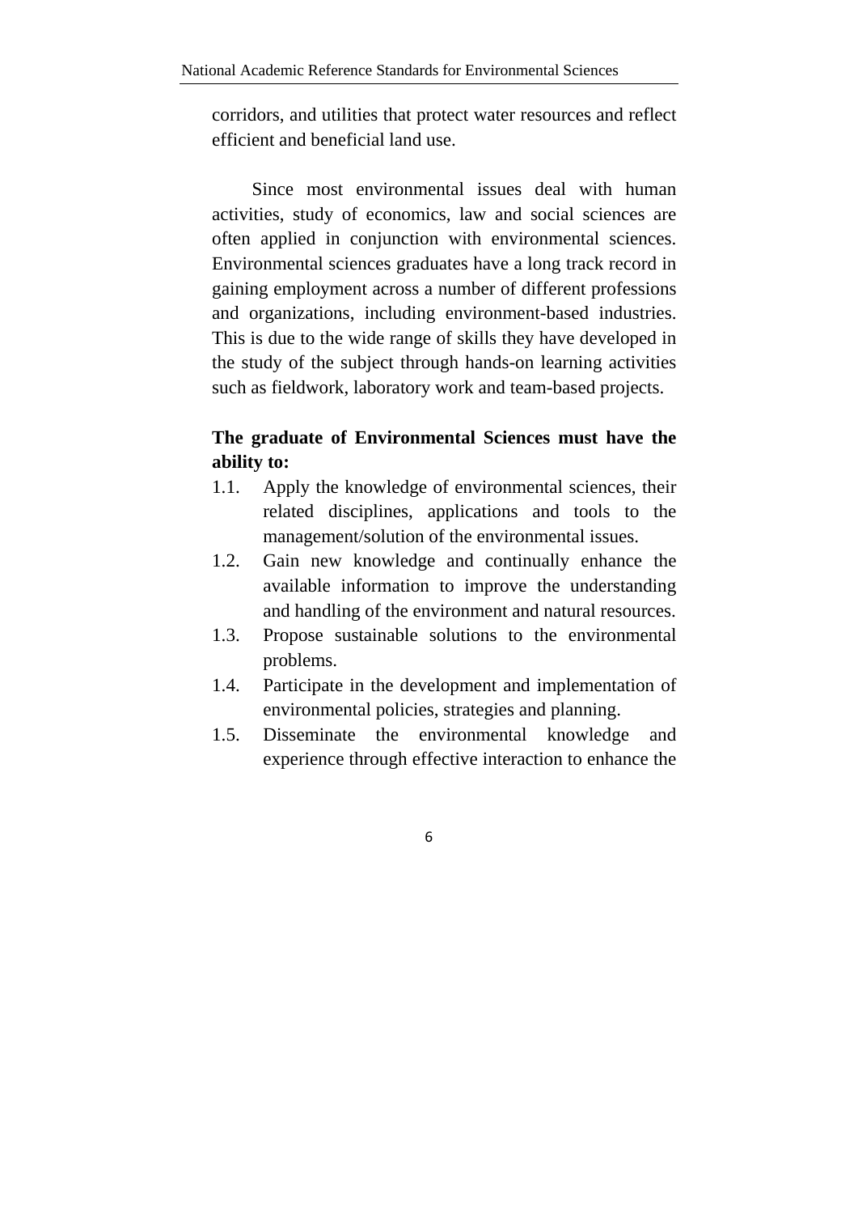corridors, and utilities that protect water resources and reflect efficient and beneficial land use.

Since most environmental issues deal with human activities, study of economics, law and social sciences are often applied in conjunction with environmental sciences. Environmental sciences graduates have a long track record in gaining employment across a number of different professions and organizations, including environment-based industries. This is due to the wide range of skills they have developed in the study of the subject through hands-on learning activities such as fieldwork, laboratory work and team-based projects.

**The graduate of Environmental Sciences must have the ability to:**

1.1. Apply the knowledge of environmental sciences, their related disciplines, applications and tools to the management/solution of the environmental issues.
1.2. Gain new knowledge and continually enhance the available information to improve the understanding and handling of the environment and natural resources.
1.3. Propose sustainable solutions to the environmental problems.
1.4. Participate in the development and implementation of environmental policies, strategies and planning.
1.5. Disseminate the environmental knowledge and experience through effective interaction to enhance the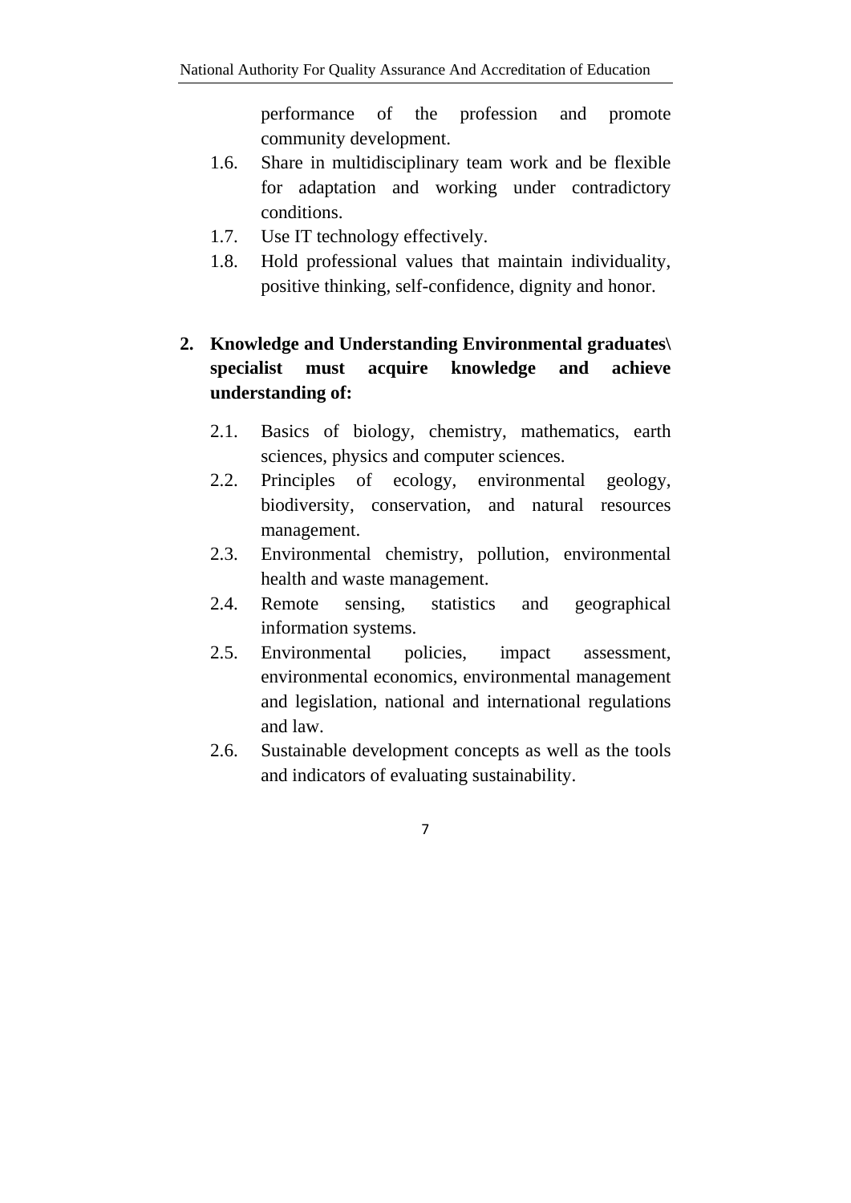performance of the profession and promote community development.

1.6. Share in multidisciplinary team work and be flexible for adaptation and working under contradictory conditions.
1.7. Use IT technology effectively.
1.8. Hold professional values that maintain individuality, positive thinking, self-confidence, dignity and honor.

**2. Knowledge and Understanding Environmental graduates\ specialist must acquire knowledge and achieve understanding of:**

2.1. Basics of biology, chemistry, mathematics, earth sciences, physics and computer sciences.
2.2. Principles of ecology, environmental geology, biodiversity, conservation, and natural resources management.
2.3. Environmental chemistry, pollution, environmental health and waste management.
2.4. Remote sensing, statistics and geographical information systems.
2.5. Environmental policies, impact assessment, environmental economics, environmental management and legislation, national and international regulations and law.
2.6. Sustainable development concepts as well as the tools and indicators of evaluating sustainability.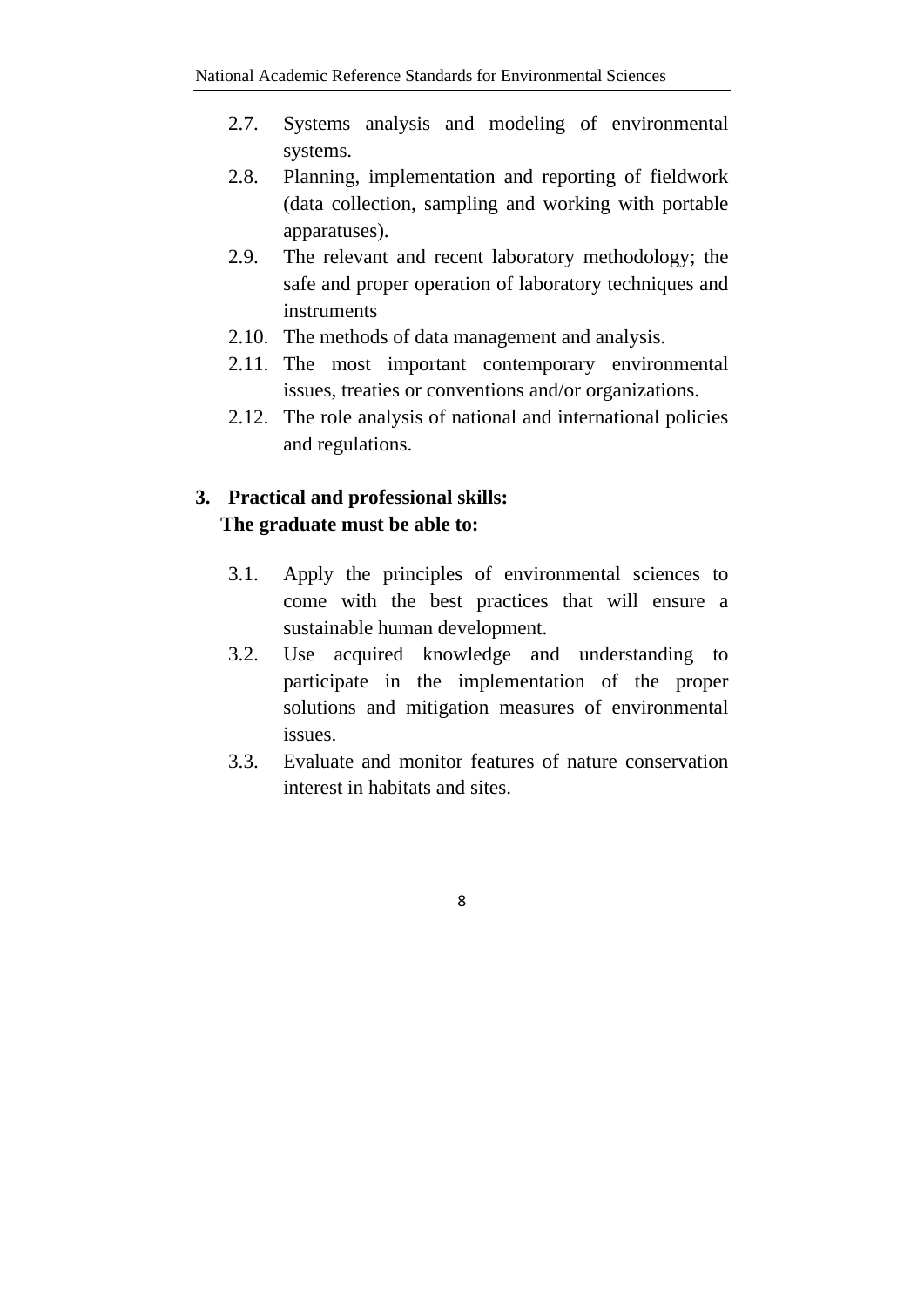- 2.7. Systems analysis and modeling of environmental systems.
- 2.8. Planning, implementation and reporting of fieldwork (data collection, sampling and working with portable apparatuses).
- 2.9. The relevant and recent laboratory methodology; the safe and proper operation of laboratory techniques and instruments
- 2.10. The methods of data management and analysis.
- 2.11. The most important contemporary environmental issues, treaties or conventions and/or organizations.
- 2.12. The role analysis of national and international policies and regulations.

**3. Practical and professional skills:**
**The graduate must be able to:**

- 3.1. Apply the principles of environmental sciences to come with the best practices that will ensure a sustainable human development.
- 3.2. Use acquired knowledge and understanding to participate in the implementation of the proper solutions and mitigation measures of environmental issues.
- 3.3. Evaluate and monitor features of nature conservation interest in habitats and sites.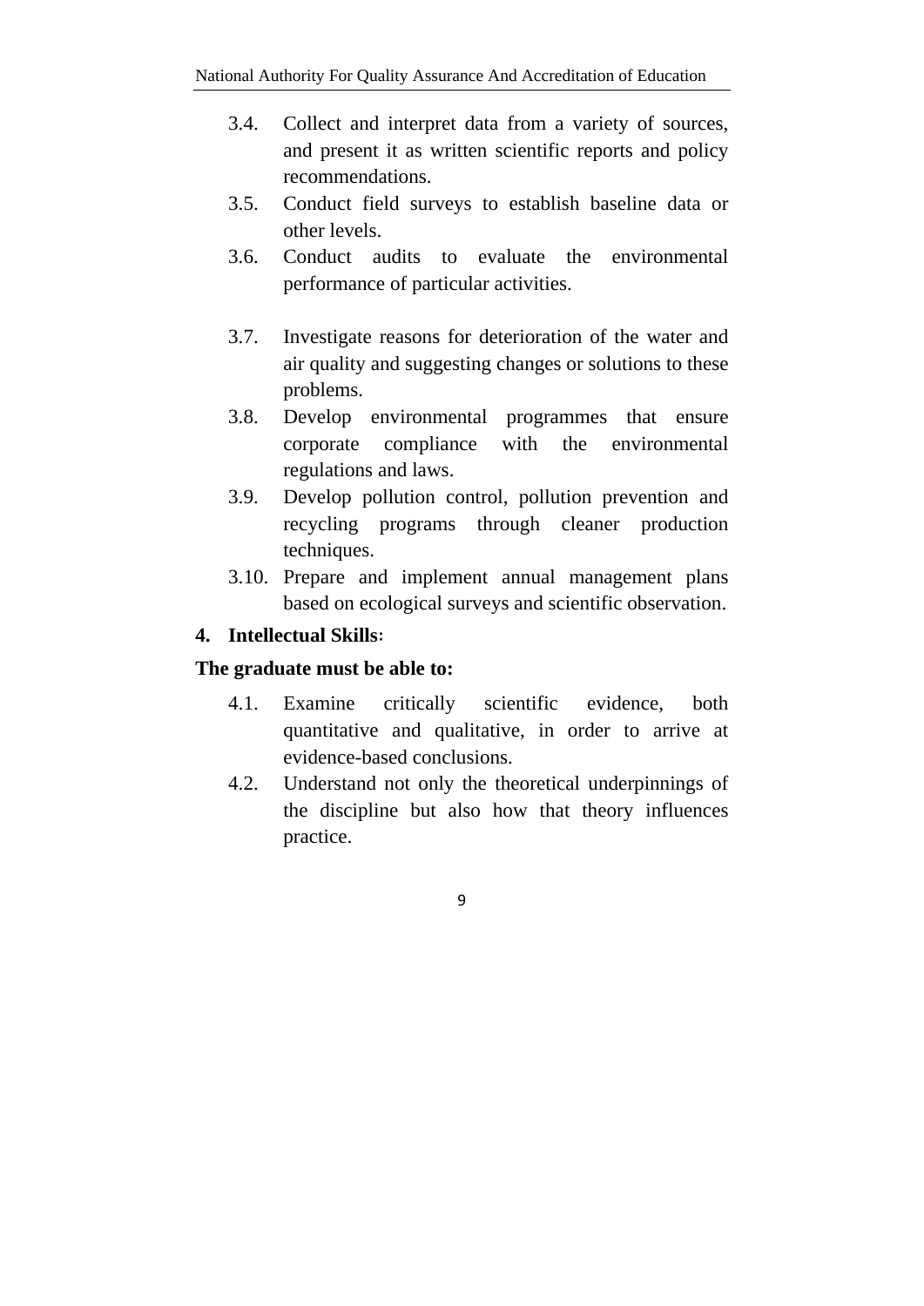3.4. Collect and interpret data from a variety of sources, and present it as written scientific reports and policy recommendations.

3.5. Conduct field surveys to establish baseline data or other levels.

3.6. Conduct audits to evaluate the environmental performance of particular activities.

3.7. Investigate reasons for deterioration of the water and air quality and suggesting changes or solutions to these problems.

3.8. Develop environmental programmes that ensure corporate compliance with the environmental regulations and laws.

3.9. Develop pollution control, pollution prevention and recycling programs through cleaner production techniques.

3.10. Prepare and implement annual management plans based on ecological surveys and scientific observation.

## 4. Intellectual Skills:

**The graduate must be able to:**

4.1. Examine critically scientific evidence, both quantitative and qualitative, in order to arrive at evidence-based conclusions.

4.2. Understand not only the theoretical underpinnings of the discipline but also how that theory influences practice.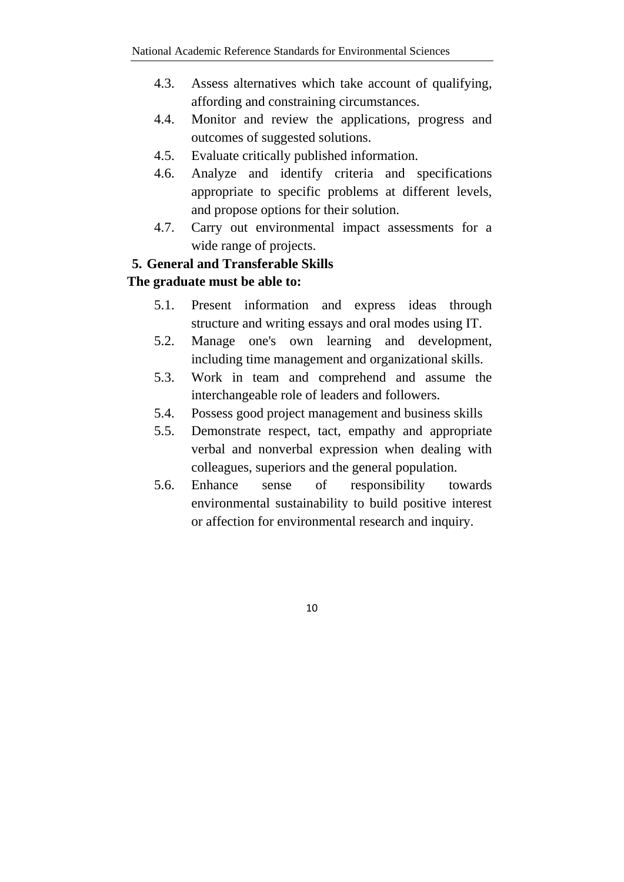4.3. Assess alternatives which take account of qualifying, affording and constraining circumstances.

4.4. Monitor and review the applications, progress and outcomes of suggested solutions.

4.5. Evaluate critically published information.

4.6. Analyze and identify criteria and specifications appropriate to specific problems at different levels, and propose options for their solution.

4.7. Carry out environmental impact assessments for a wide range of projects.

**5. General and Transferable Skills**

**The graduate must be able to:**

5.1. Present information and express ideas through structure and writing essays and oral modes using IT.

5.2. Manage one's own learning and development, including time management and organizational skills.

5.3. Work in team and comprehend and assume the interchangeable role of leaders and followers.

5.4. Possess good project management and business skills

5.5. Demonstrate respect, tact, empathy and appropriate verbal and nonverbal expression when dealing with colleagues, superiors and the general population.

5.6. Enhance sense of responsibility towards environmental sustainability to build positive interest or affection for environmental research and inquiry.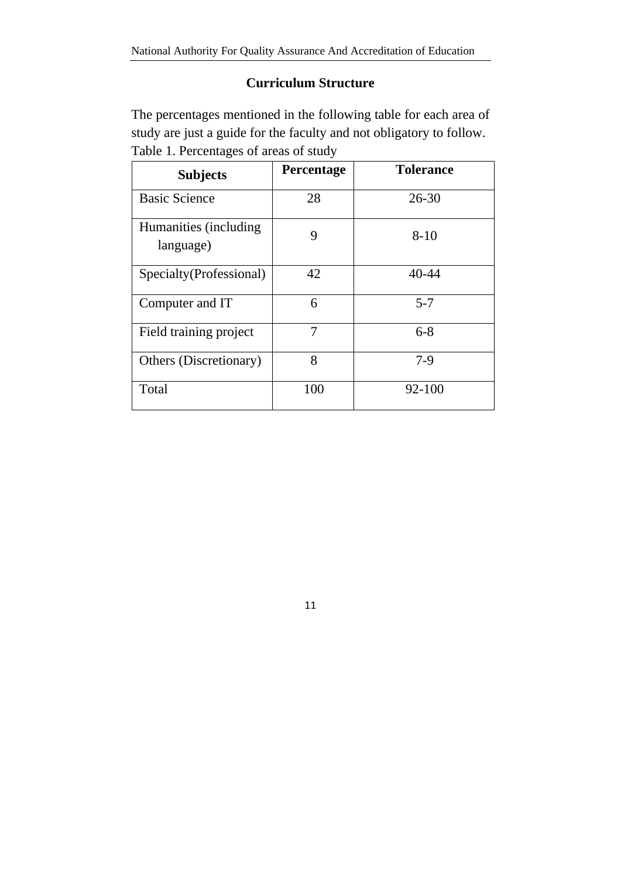## Curriculum Structure

The percentages mentioned in the following table for each area of study are just a guide for the faculty and not obligatory to follow.

Table 1. Percentages of areas of study

| Subjects | Percentage | Tolerance |
| --- | --- | --- |
| Basic Science | 28 | 26-30 |
| Humanities (including language) | 9 | 8-10 |
| Specialty(Professional) | 42 | 40-44 |
| Computer and IT | 6 | 5-7 |
| Field training project | 7 | 6-8 |
| Others (Discretionary) | 8 | 7-9 |
| Total | 100 | 92-100 |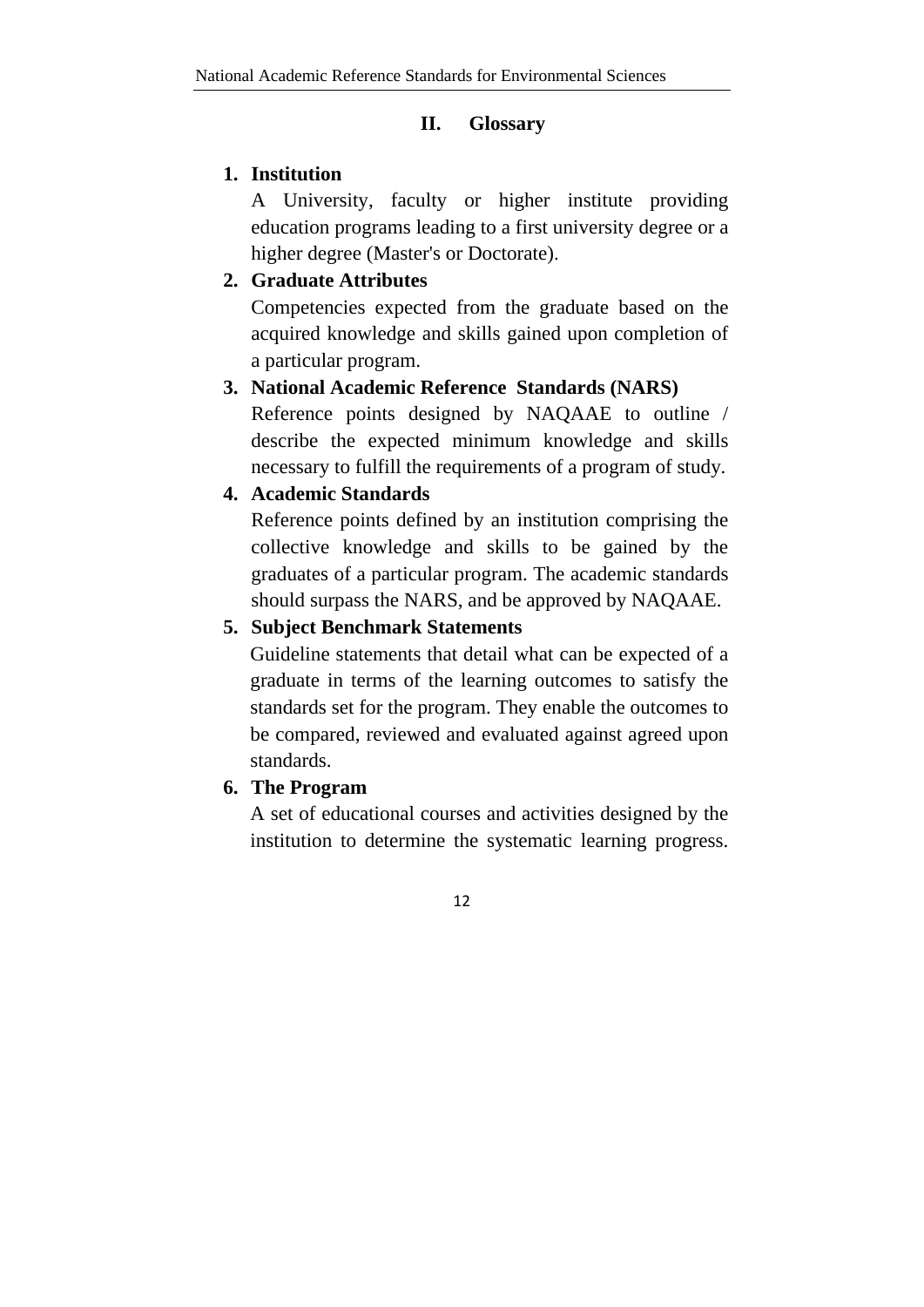## II. Glossary

1. **Institution**

   A University, faculty or higher institute providing education programs leading to a first university degree or a higher degree (Master's or Doctorate).

2. **Graduate Attributes**

   Competencies expected from the graduate based on the acquired knowledge and skills gained upon completion of a particular program.

3. **National Academic Reference Standards (NARS)**

   Reference points designed by NAQAAE to outline / describe the expected minimum knowledge and skills necessary to fulfill the requirements of a program of study.

4. **Academic Standards**

   Reference points defined by an institution comprising the collective knowledge and skills to be gained by the graduates of a particular program. The academic standards should surpass the NARS, and be approved by NAQAAE.

5. **Subject Benchmark Statements**

   Guideline statements that detail what can be expected of a graduate in terms of the learning outcomes to satisfy the standards set for the program. They enable the outcomes to be compared, reviewed and evaluated against agreed upon standards.

6. **The Program**

   A set of educational courses and activities designed by the institution to determine the systematic learning progress.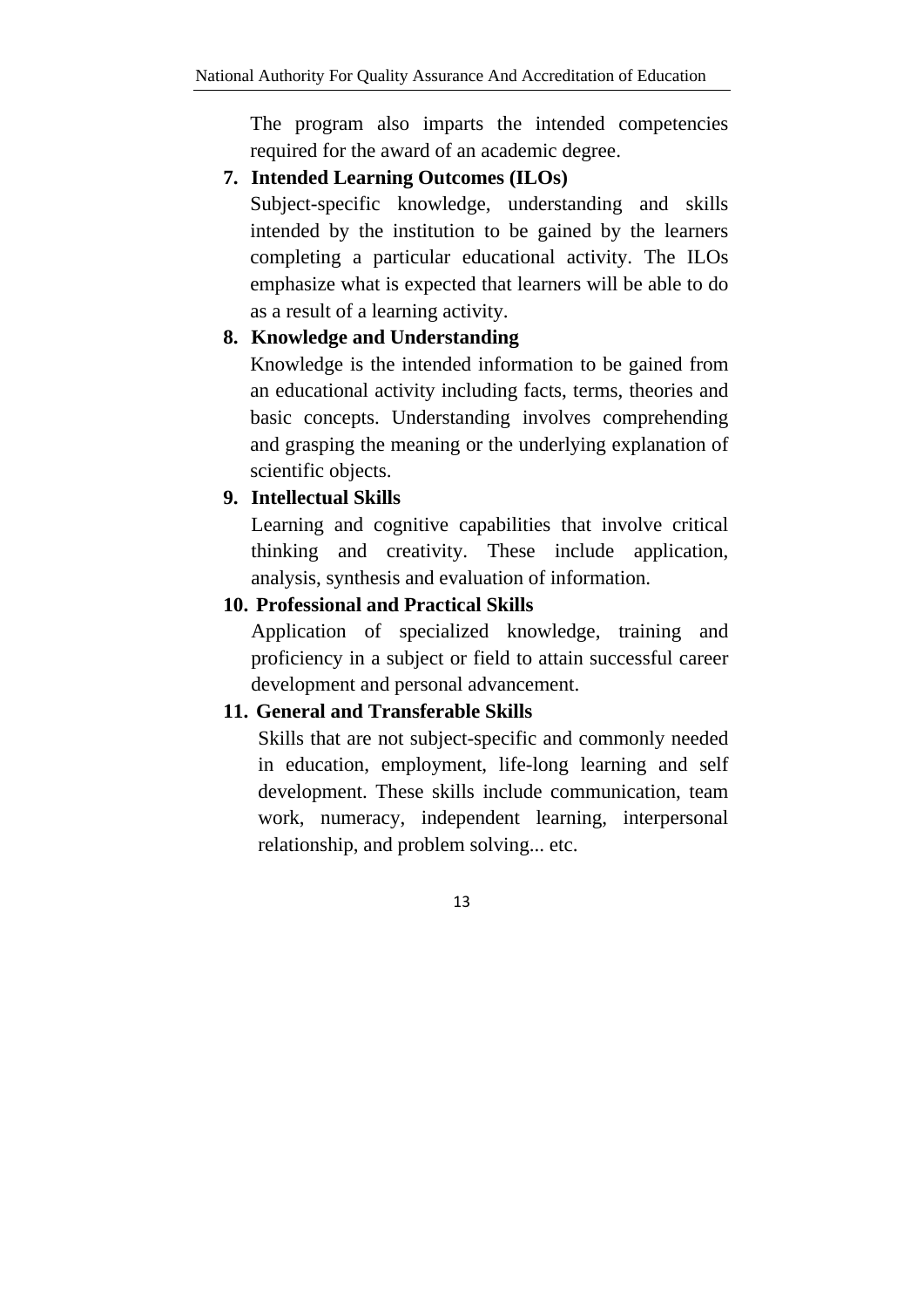The program also imparts the intended competencies required for the award of an academic degree.

7. **Intended Learning Outcomes (ILOs)**

   Subject-specific knowledge, understanding and skills intended by the institution to be gained by the learners completing a particular educational activity. The ILOs emphasize what is expected that learners will be able to do as a result of a learning activity.

8. **Knowledge and Understanding**

   Knowledge is the intended information to be gained from an educational activity including facts, terms, theories and basic concepts. Understanding involves comprehending and grasping the meaning or the underlying explanation of scientific objects.

9. **Intellectual Skills**

   Learning and cognitive capabilities that involve critical thinking and creativity. These include application, analysis, synthesis and evaluation of information.

10. **Professional and Practical Skills**

    Application of specialized knowledge, training and proficiency in a subject or field to attain successful career development and personal advancement.

11. **General and Transferable Skills**

    Skills that are not subject-specific and commonly needed in education, employment, life-long learning and self development. These skills include communication, team work, numeracy, independent learning, interpersonal relationship, and problem solving... etc.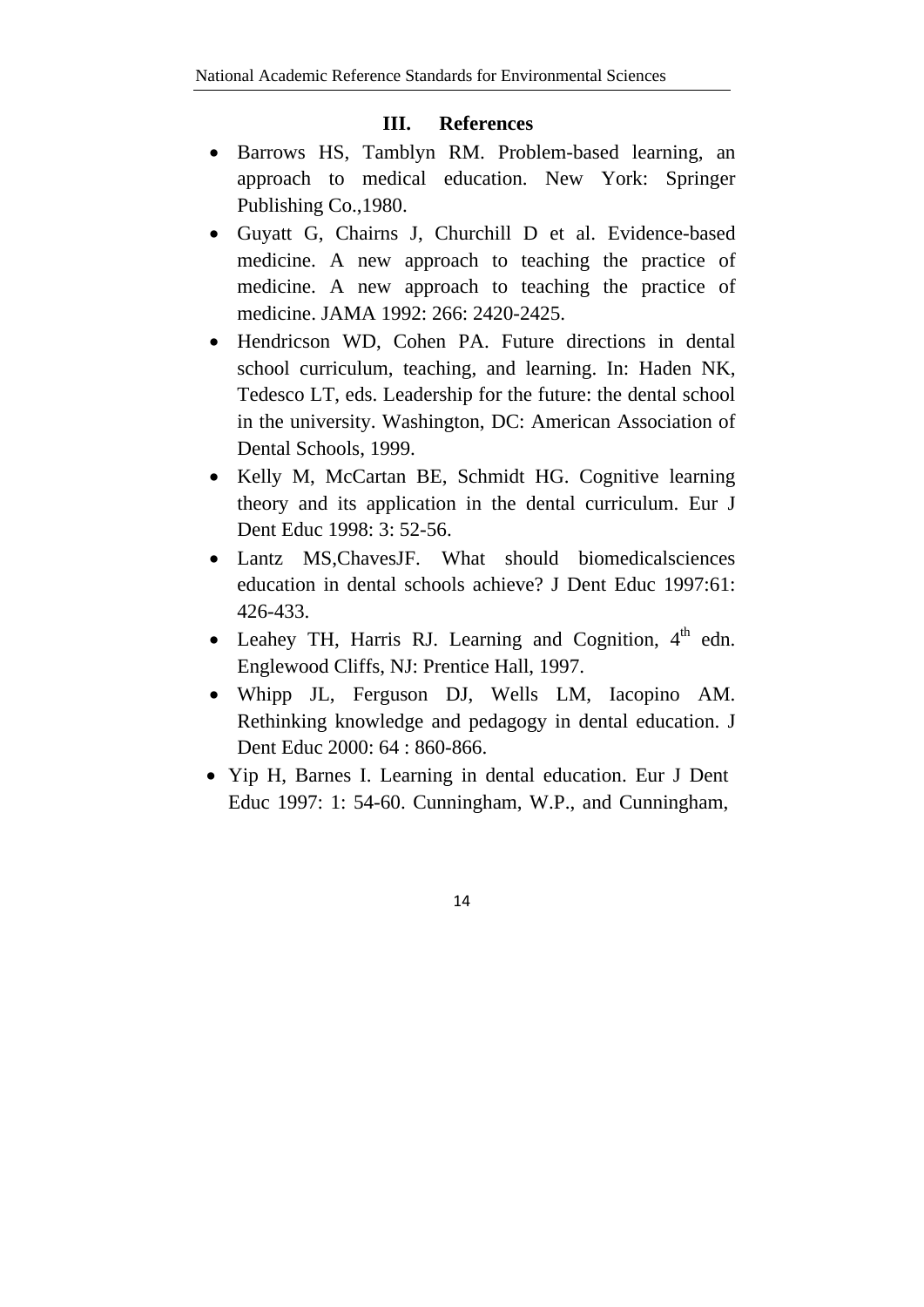## III. References

- Barrows HS, Tamblyn RM. Problem-based learning, an approach to medical education. New York: Springer Publishing Co.,1980.
- Guyatt G, Chairns J, Churchill D et al. Evidence-based medicine. A new approach to teaching the practice of medicine. A new approach to teaching the practice of medicine. JAMA 1992: 266: 2420-2425.
- Hendricson WD, Cohen PA. Future directions in dental school curriculum, teaching, and learning. In: Haden NK, Tedesco LT, eds. Leadership for the future: the dental school in the university. Washington, DC: American Association of Dental Schools, 1999.
- Kelly M, McCartan BE, Schmidt HG. Cognitive learning theory and its application in the dental curriculum. Eur J Dent Educ 1998: 3: 52-56.
- Lantz MS,ChavesJF. What should biomedicalsciences education in dental schools achieve? J Dent Educ 1997:61: 426-433.
- Leahey TH, Harris RJ. Learning and Cognition, 4th edn. Englewood Cliffs, NJ: Prentice Hall, 1997.
- Whipp JL, Ferguson DJ, Wells LM, Iacopino AM. Rethinking knowledge and pedagogy in dental education. J Dent Educ 2000: 64 : 860-866.
- Yip H, Barnes I. Learning in dental education. Eur J Dent Educ 1997: 1: 54-60. Cunningham, W.P., and Cunningham,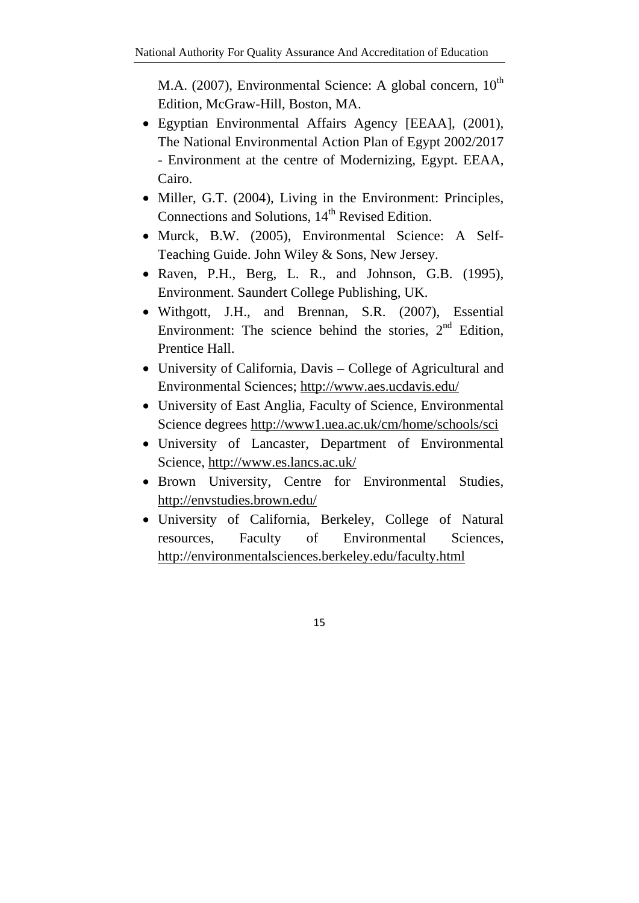M.A. (2007), Environmental Science: A global concern, $10^{th}$ Edition, McGraw-Hill, Boston, MA.

- Egyptian Environmental Affairs Agency [EEAA], (2001), The National Environmental Action Plan of Egypt 2002/2017 - Environment at the centre of Modernizing, Egypt. EEAA, Cairo.
- Miller, G.T. (2004), Living in the Environment: Principles, Connections and Solutions, $14^{th}$ Revised Edition.
- Murck, B.W. (2005), Environmental Science: A Self-Teaching Guide. John Wiley & Sons, New Jersey.
- Raven, P.H., Berg, L. R., and Johnson, G.B. (1995), Environment. Saundert College Publishing, UK.
- Withgott, J.H., and Brennan, S.R. (2007), Essential Environment: The science behind the stories, $2^{nd}$ Edition, Prentice Hall.
- University of California, Davis – College of Agricultural and Environmental Sciences; http://www.aes.ucdavis.edu/
- University of East Anglia, Faculty of Science, Environmental Science degrees http://www1.uea.ac.uk/cm/home/schools/sci
- University of Lancaster, Department of Environmental Science, http://www.es.lancs.ac.uk/
- Brown University, Centre for Environmental Studies, http://envstudies.brown.edu/
- University of California, Berkeley, College of Natural resources, Faculty of Environmental Sciences, http://environmentalsciences.berkeley.edu/faculty.html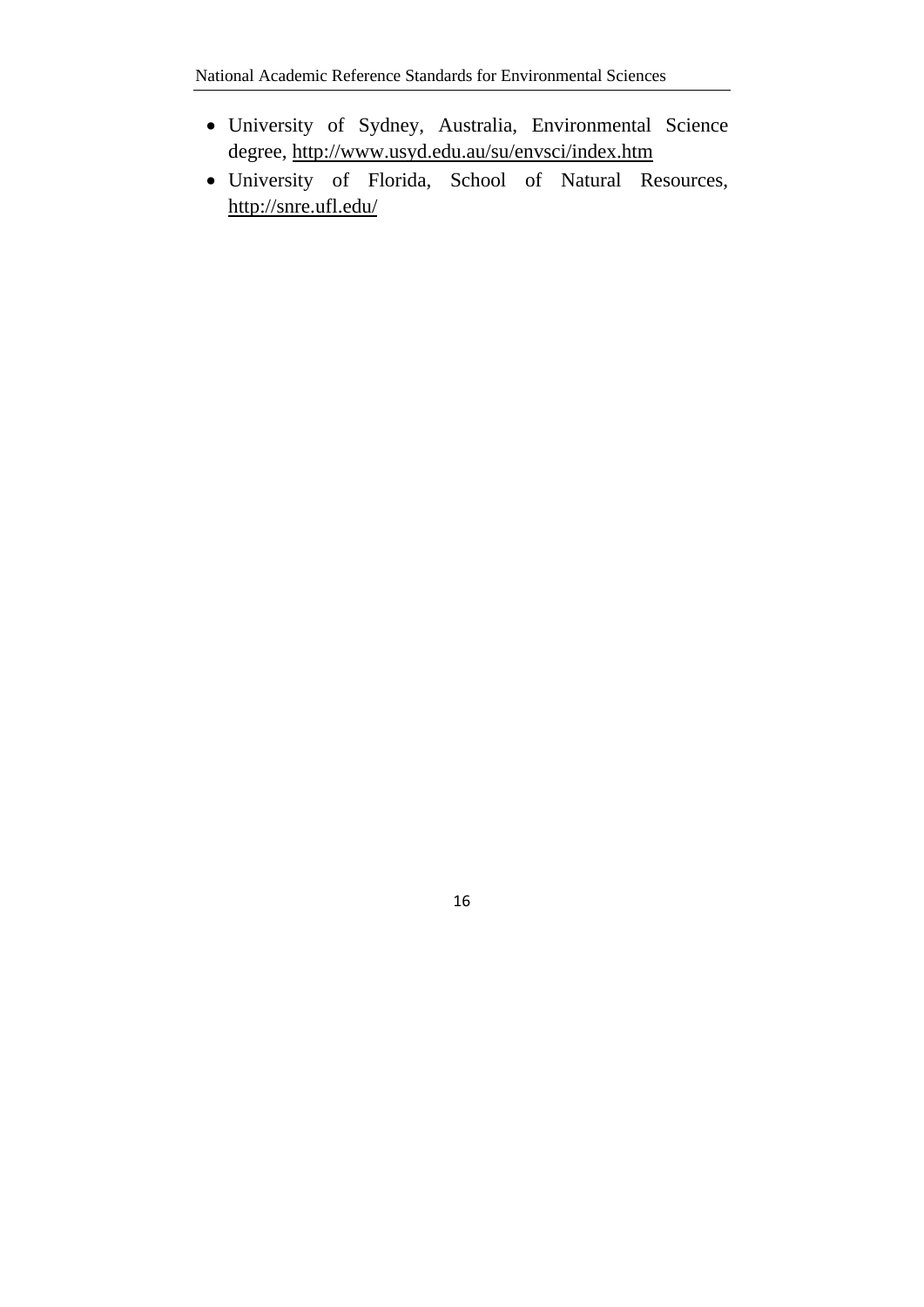- University of Sydney, Australia, Environmental Science degree, http://www.usyd.edu.au/su/envsci/index.htm
- University of Florida, School of Natural Resources, http://snre.ufl.edu/